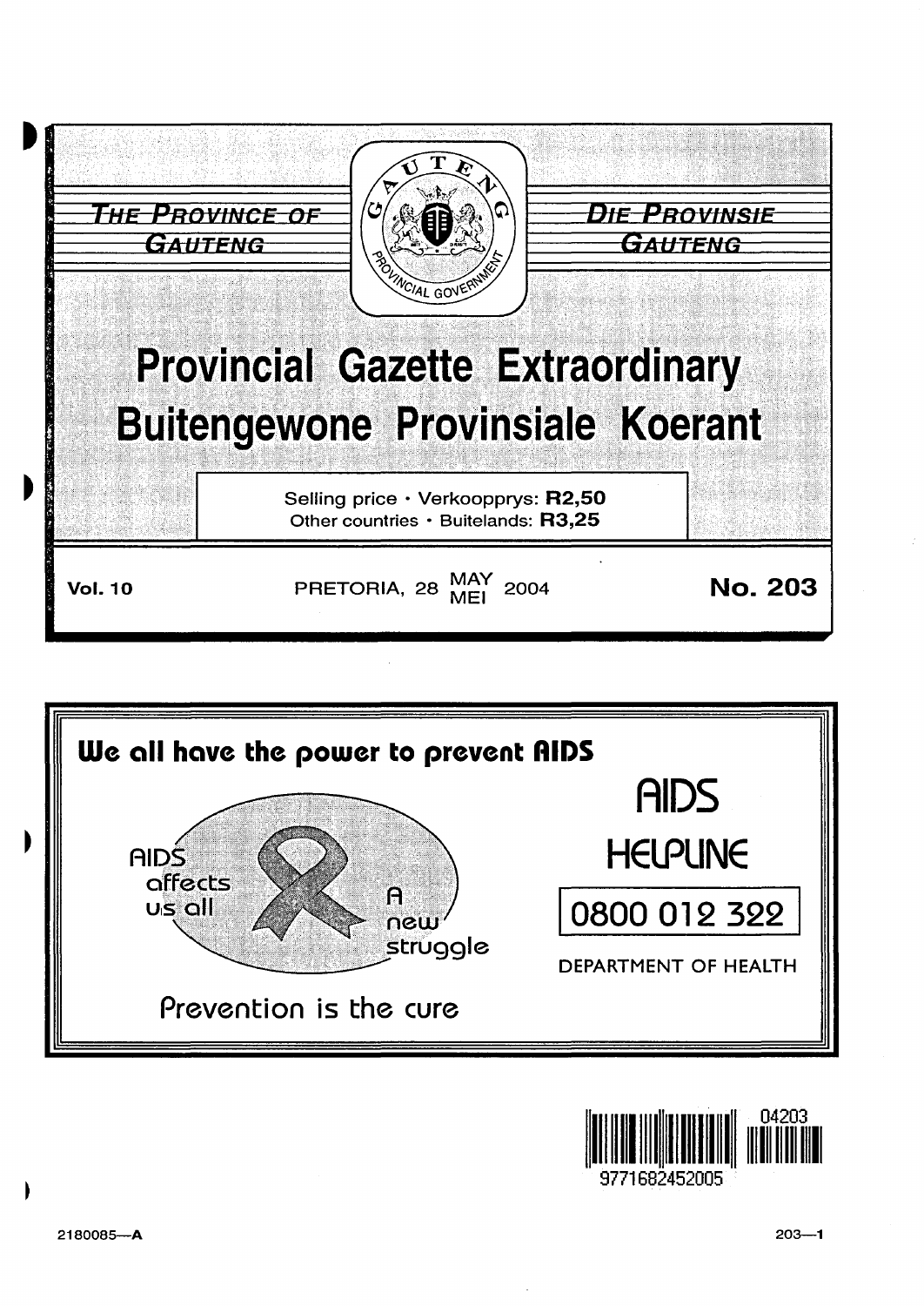THE PROVINCE OF GAUTENG

DIE PROVINSIE GAUTENG

# Provincial Gazette Extraordinary
# Buitengewone Provinsiale Koerant

Selling price · Verkoopprys: **R2,50**
Other countries · Buitelands: **R3,25**

**Vol. 10** PRETORIA, 28 MAY/MEI 2004 **No. 203**

**We all have the power to prevent AIDS**

AIDS affects us all

A new struggle

Prevention is the cure

AIDS HELPLINE

0800 012 322

DEPARTMENT OF HEALTH

2180085—A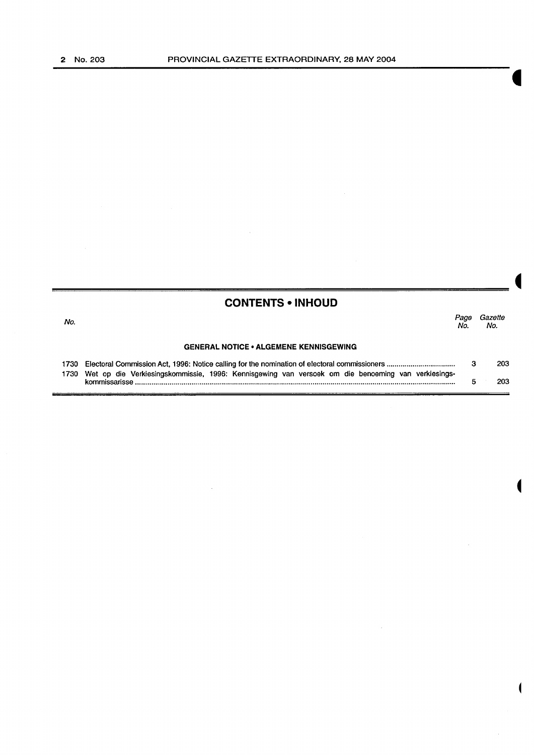## CONTENTS • INHOUD

| No. | | Page No. | Gazette No. |
|---|---|---|---|
| | **GENERAL NOTICE • ALGEMENE KENNISGEWING** | | |
| 1730 | Electoral Commission Act, 1996: Notice calling for the nomination of electoral commissioners | 3 | 203 |
| 1730 | Wet op die Verkiesingskommissie, 1996: Kennisgewing van versoek om die benoeming van verkiesingskommissarisse | 5 | 203 |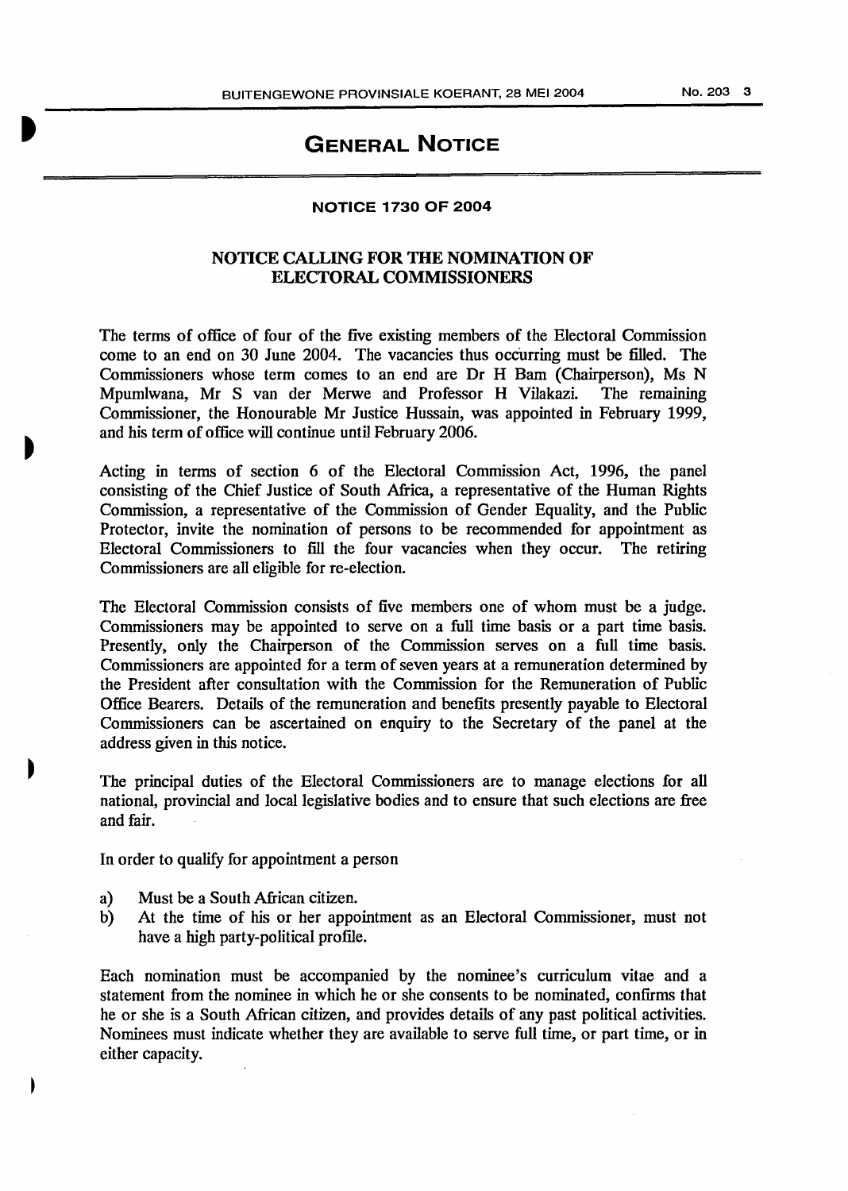# GENERAL NOTICE

## NOTICE 1730 OF 2004

### NOTICE CALLING FOR THE NOMINATION OF ELECTORAL COMMISSIONERS

The terms of office of four of the five existing members of the Electoral Commission come to an end on 30 June 2004. The vacancies thus occurring must be filled. The Commissioners whose term comes to an end are Dr H Bam (Chairperson), Ms N Mpumlwana, Mr S van der Merwe and Professor H Vilakazi. The remaining Commissioner, the Honourable Mr Justice Hussain, was appointed in February 1999, and his term of office will continue until February 2006.

Acting in terms of section 6 of the Electoral Commission Act, 1996, the panel consisting of the Chief Justice of South Africa, a representative of the Human Rights Commission, a representative of the Commission of Gender Equality, and the Public Protector, invite the nomination of persons to be recommended for appointment as Electoral Commissioners to fill the four vacancies when they occur. The retiring Commissioners are all eligible for re-election.

The Electoral Commission consists of five members one of whom must be a judge. Commissioners may be appointed to serve on a full time basis or a part time basis. Presently, only the Chairperson of the Commission serves on a full time basis. Commissioners are appointed for a term of seven years at a remuneration determined by the President after consultation with the Commission for the Remuneration of Public Office Bearers. Details of the remuneration and benefits presently payable to Electoral Commissioners can be ascertained on enquiry to the Secretary of the panel at the address given in this notice.

The principal duties of the Electoral Commissioners are to manage elections for all national, provincial and local legislative bodies and to ensure that such elections are free and fair.

In order to qualify for appointment a person

a) Must be a South African citizen.
b) At the time of his or her appointment as an Electoral Commissioner, must not have a high party-political profile.

Each nomination must be accompanied by the nominee's curriculum vitae and a statement from the nominee in which he or she consents to be nominated, confirms that he or she is a South African citizen, and provides details of any past political activities. Nominees must indicate whether they are available to serve full time, or part time, or in either capacity.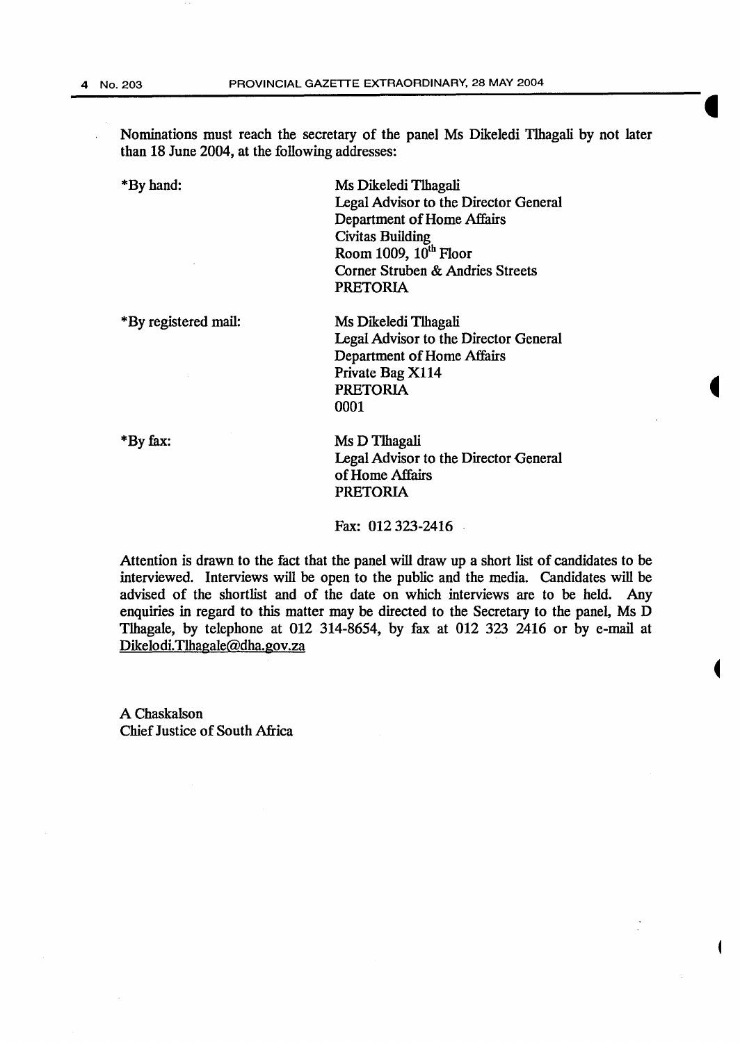Nominations must reach the secretary of the panel Ms Dikeledi Tlhagali by not later than 18 June 2004, at the following addresses:

| | |
|---|---|
| *By hand: | Ms Dikeledi Tlhagali<br>Legal Advisor to the Director General<br>Department of Home Affairs<br>Civitas Building<br>Room 1009, 10th Floor<br>Corner Struben & Andries Streets<br>PRETORIA |
| *By registered mail: | Ms Dikeledi Tlhagali<br>Legal Advisor to the Director General<br>Department of Home Affairs<br>Private Bag X114<br>PRETORIA<br>0001 |
| *By fax: | Ms D Tlhagali<br>Legal Advisor to the Director General<br>of Home Affairs<br>PRETORIA<br><br>Fax: 012 323-2416 |

Attention is drawn to the fact that the panel will draw up a short list of candidates to be interviewed. Interviews will be open to the public and the media. Candidates will be advised of the shortlist and of the date on which interviews are to be held. Any enquiries in regard to this matter may be directed to the Secretary to the panel, Ms D Tlhagale, by telephone at 012 314-8654, by fax at 012 323 2416 or by e-mail at Dikelodi.Tlhagale@dha.gov.za

A Chaskalson
Chief Justice of South Africa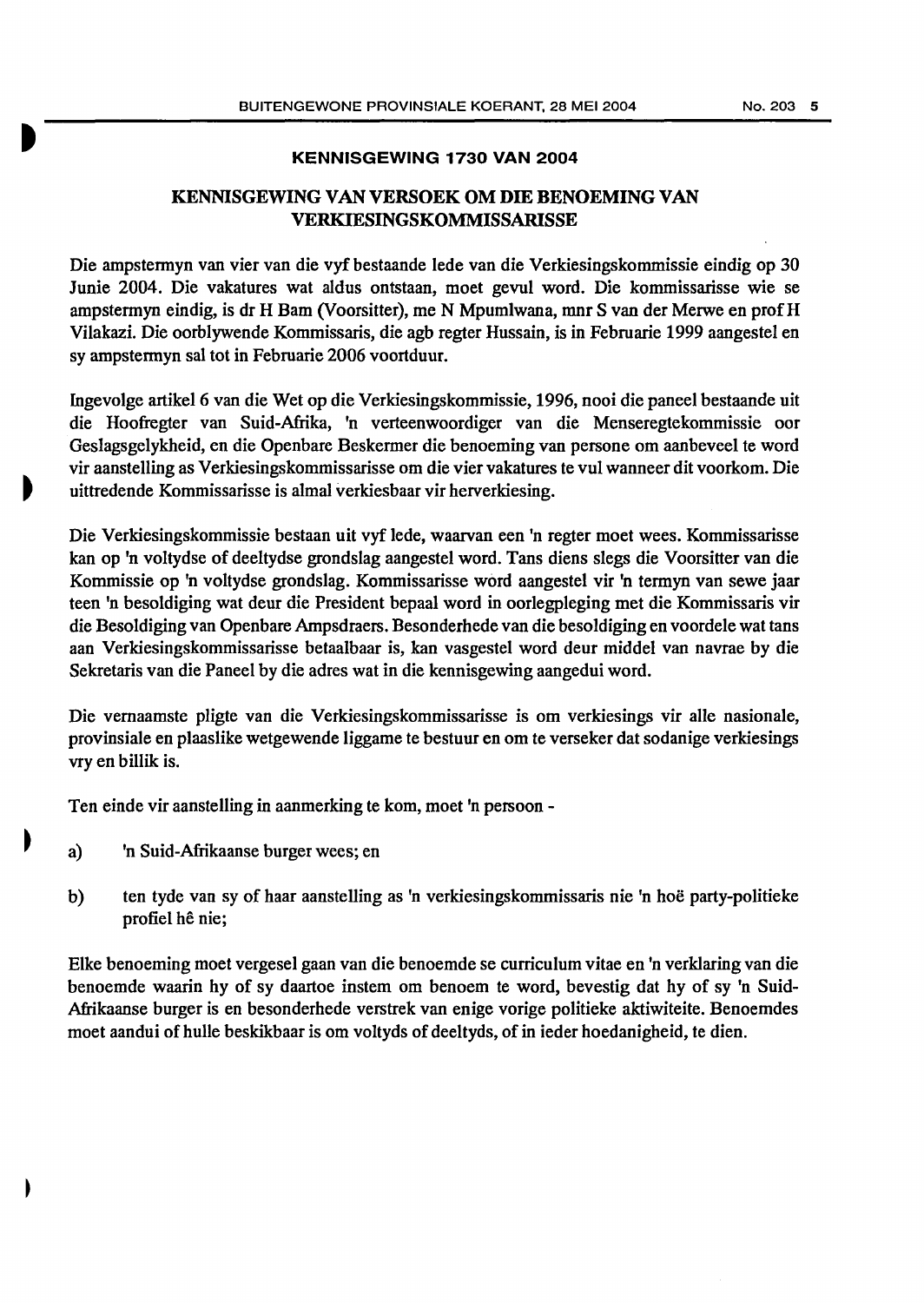## KENNISGEWING 1730 VAN 2004

## KENNISGEWING VAN VERSOEK OM DIE BENOEMING VAN VERKIESINGSKOMMISSARISSE

Die ampstermyn van vier van die vyf bestaande lede van die Verkiesingskommissie eindig op 30 Junie 2004. Die vakatures wat aldus ontstaan, moet gevul word. Die kommissarisse wie se ampstermyn eindig, is dr H Bam (Voorsitter), me N Mpumlwana, mnr S van der Merwe en prof H Vilakazi. Die oorblywende Kommissaris, die agb regter Hussain, is in Februarie 1999 aangestel en sy ampstermyn sal tot in Februarie 2006 voortduur.

Ingevolge artikel 6 van die Wet op die Verkiesingskommissie, 1996, nooi die paneel bestaande uit die Hoofregter van Suid-Afrika, 'n verteenwoordiger van die Menseregtekommissie oor Geslagsgelykheid, en die Openbare Beskermer die benoeming van persone om aanbeveel te word vir aanstelling as Verkiesingskommissarisse om die vier vakatures te vul wanneer dit voorkom. Die uittredende Kommissarisse is almal verkiesbaar vir herverkiesing.

Die Verkiesingskommissie bestaan uit vyf lede, waarvan een 'n regter moet wees. Kommissarisse kan op 'n voltydse of deeltydse grondslag aangestel word. Tans diens slegs die Voorsitter van die Kommissie op 'n voltydse grondslag. Kommissarisse word aangestel vir 'n termyn van sewe jaar teen 'n besoldiging wat deur die President bepaal word in oorlegpleging met die Kommissaris vir die Besoldiging van Openbare Ampsdraers. Besonderhede van die besoldiging en voordele wat tans aan Verkiesingskommissarisse betaalbaar is, kan vasgestel word deur middel van navrae by die Sekretaris van die Paneel by die adres wat in die kennisgewing aangedui word.

Die vernaamste pligte van die Verkiesingskommissarisse is om verkiesings vir alle nasionale, provinsiale en plaaslike wetgewende liggame te bestuur en om te verseker dat sodanige verkiesings vry en billik is.

Ten einde vir aanstelling in aanmerking te kom, moet 'n persoon -

a) 'n Suid-Afrikaanse burger wees; en

b) ten tyde van sy of haar aanstelling as 'n verkiesingskommissaris nie 'n hoë party-politieke profiel hê nie;

Elke benoeming moet vergesel gaan van die benoemde se curriculum vitae en 'n verklaring van die benoemde waarin hy of sy daartoe instem om benoem te word, bevestig dat hy of sy 'n Suid-Afrikaanse burger is en besonderhede verstrek van enige vorige politieke aktiwiteite. Benoemdes moet aandui of hulle beskikbaar is om voltyds of deeltyds, of in ieder hoedanigheid, te dien.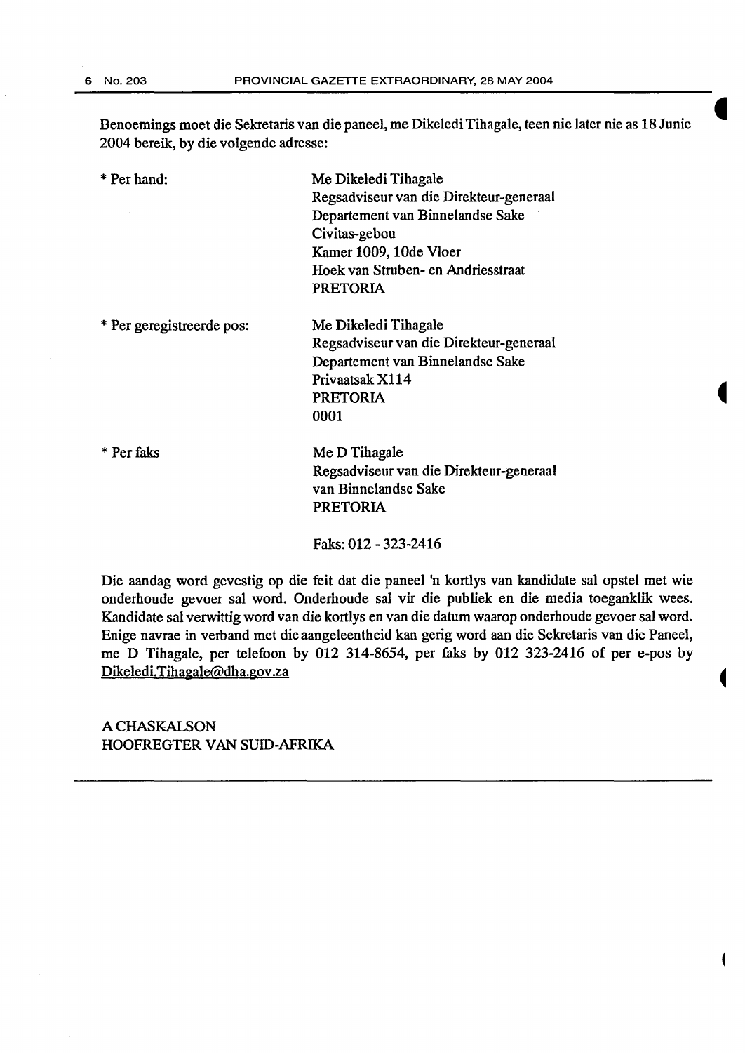Benoemings moet die Sekretaris van die paneel, me Dikeledi Tihagale, teen nie later nie as 18 Junie 2004 bereik, by die volgende adresse:

| | |
|---|---|
| * Per hand: | Me Dikeledi Tihagale<br>Regsadviseur van die Direkteur-generaal<br>Departement van Binnelandse Sake<br>Civitas-gebou<br>Kamer 1009, 10de Vloer<br>Hoek van Struben- en Andriesstraat<br>PRETORIA |
| * Per geregistreerde pos: | Me Dikeledi Tihagale<br>Regsadviseur van die Direkteur-generaal<br>Departement van Binnelandse Sake<br>Privaatsak X114<br>PRETORIA<br>0001 |
| * Per faks | Me D Tihagale<br>Regsadviseur van die Direkteur-generaal<br>van Binnelandse Sake<br>PRETORIA<br><br>Faks: 012 - 323-2416 |

Die aandag word gevestig op die feit dat die paneel 'n kortlys van kandidate sal opstel met wie onderhoude gevoer sal word. Onderhoude sal vir die publiek en die media toeganklik wees. Kandidate sal verwittig word van die kortlys en van die datum waarop onderhoude gevoer sal word. Enige navrae in verband met die aangeleentheid kan gerig word aan die Sekretaris van die Paneel, me D Tihagale, per telefoon by 012 314-8654, per faks by 012 323-2416 of per e-pos by Dikeledi.Tihagale@dha.gov.za

A CHASKALSON
HOOFREGTER VAN SUID-AFRIKA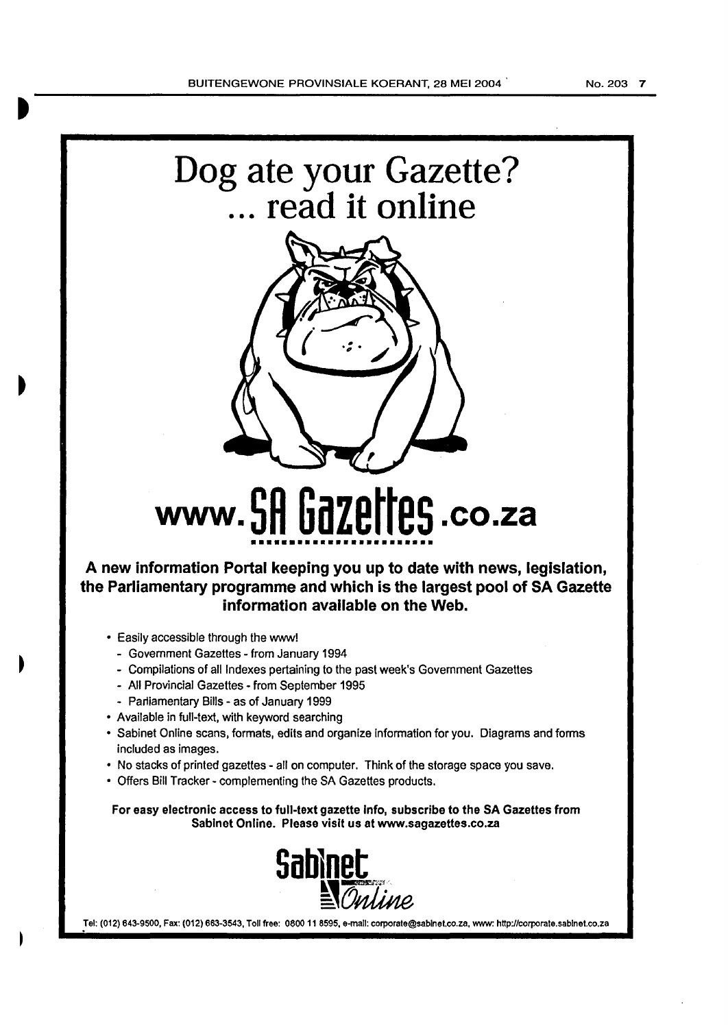# Dog ate your Gazette?
# ... read it online

# www.SA Gazettes.co.za

**A new information Portal keeping you up to date with news, legislation, the Parliamentary programme and which is the largest pool of SA Gazette information available on the Web.**

- Easily accessible through the www!
  - Government Gazettes - from January 1994
  - Compilations of all Indexes pertaining to the past week's Government Gazettes
  - All Provincial Gazettes - from September 1995
  - Parliamentary Bills - as of January 1999
- Available in full-text, with keyword searching
- Sabinet Online scans, formats, edits and organize information for you. Diagrams and forms included as images.
- No stacks of printed gazettes - all on computer. Think of the storage space you save.
- Offers Bill Tracker - complementing the SA Gazettes products.

**For easy electronic access to full-text gazette info, subscribe to the SA Gazettes from Sabinet Online. Please visit us at www.sagazettes.co.za**

Sabinet Online

Tel: (012) 643-9500, Fax: (012) 663-3543, Toll free: 0800 11 8595, e-mail: corporate@sabinet.co.za, www: http://corporate.sabinet.co.za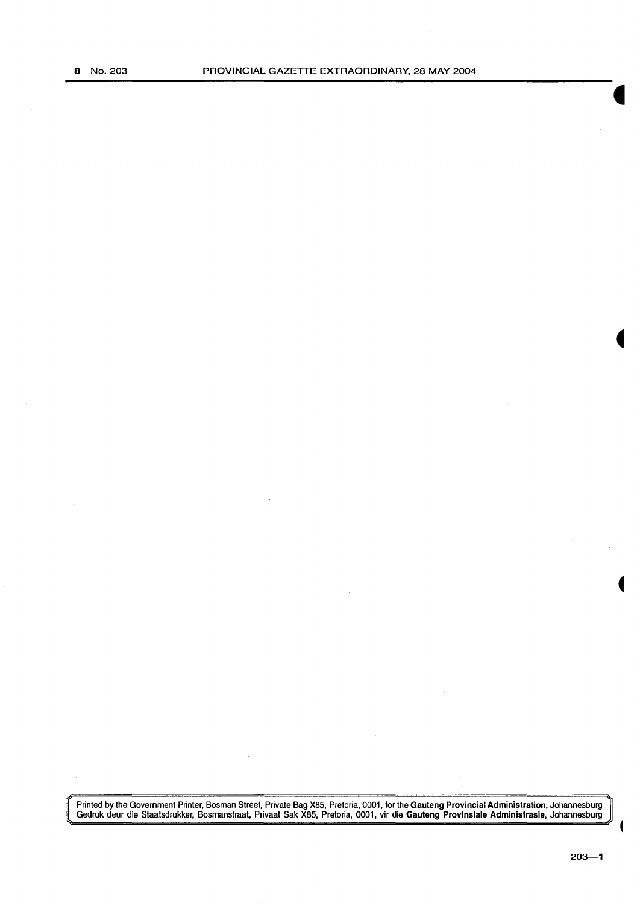Printed by the Government Printer, Bosman Street, Private Bag X85, Pretoria, 0001, for the **Gauteng Provincial Administration**, Johannesburg
Gedruk deur die Staatsdrukker, Bosmanstraat, Privaat Sak X85, Pretoria, 0001, vir die **Gauteng Provinsiale Administrasie**, Johannesburg

203—1